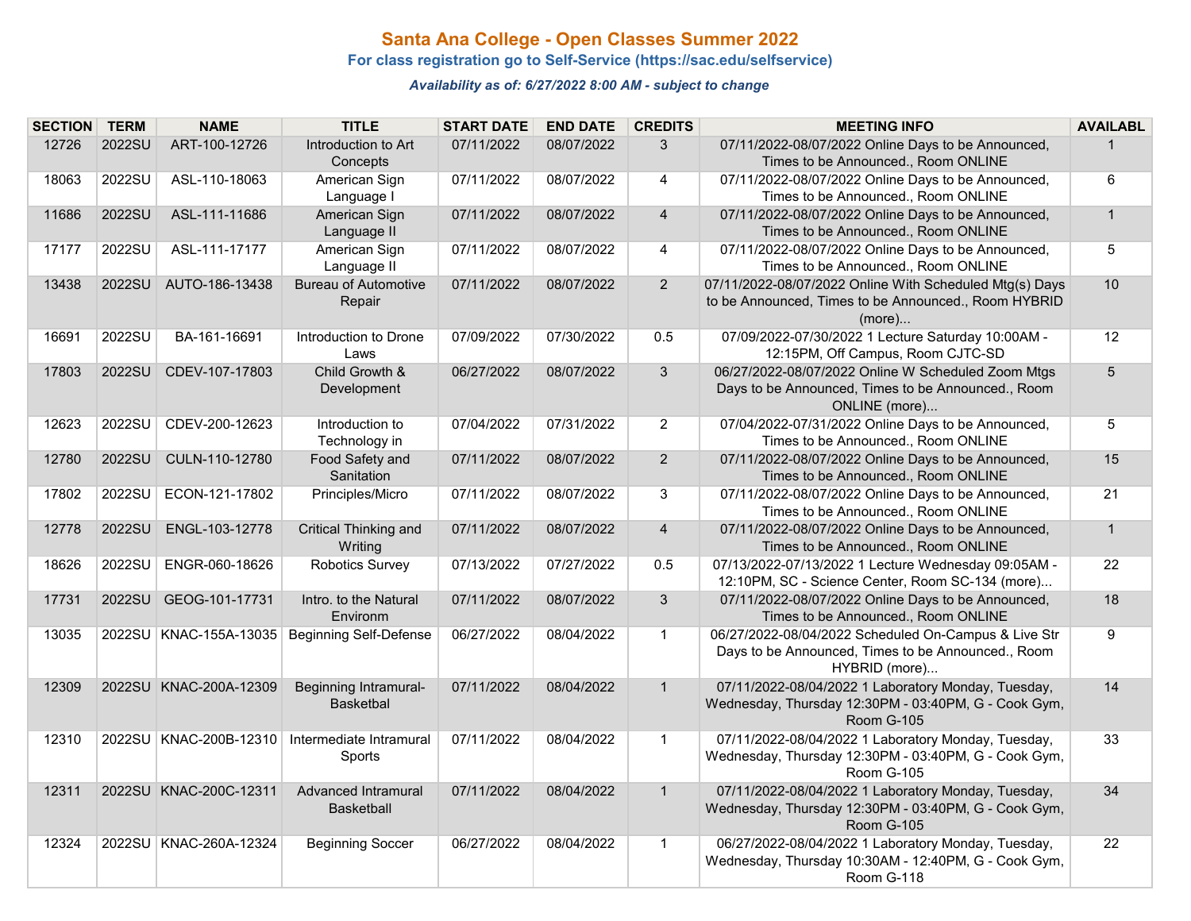# Santa Ana College - Open Classes Summer 2022

### For class registration go to Self-Service (https://sac.edu/selfservice)

***Availability as of: 6/27/2022 8:00 AM - subject to change***

| SECTION | TERM | NAME | TITLE | START DATE | END DATE | CREDITS | MEETING INFO | AVAILABL |
|---|---|---|---|---|---|---|---|---|
| 12726 | 2022SU | ART-100-12726 | Introduction to Art Concepts | 07/11/2022 | 08/07/2022 | 3 | 07/11/2022-08/07/2022 Online Days to be Announced, Times to be Announced., Room ONLINE | 1 |
| 18063 | 2022SU | ASL-110-18063 | American Sign Language I | 07/11/2022 | 08/07/2022 | 4 | 07/11/2022-08/07/2022 Online Days to be Announced, Times to be Announced., Room ONLINE | 6 |
| 11686 | 2022SU | ASL-111-11686 | American Sign Language II | 07/11/2022 | 08/07/2022 | 4 | 07/11/2022-08/07/2022 Online Days to be Announced, Times to be Announced., Room ONLINE | 1 |
| 17177 | 2022SU | ASL-111-17177 | American Sign Language II | 07/11/2022 | 08/07/2022 | 4 | 07/11/2022-08/07/2022 Online Days to be Announced, Times to be Announced., Room ONLINE | 5 |
| 13438 | 2022SU | AUTO-186-13438 | Bureau of Automotive Repair | 07/11/2022 | 08/07/2022 | 2 | 07/11/2022-08/07/2022 Online With Scheduled Mtg(s) Days to be Announced, Times to be Announced., Room HYBRID (more)... | 10 |
| 16691 | 2022SU | BA-161-16691 | Introduction to Drone Laws | 07/09/2022 | 07/30/2022 | 0.5 | 07/09/2022-07/30/2022 1 Lecture Saturday 10:00AM - 12:15PM, Off Campus, Room CJTC-SD | 12 |
| 17803 | 2022SU | CDEV-107-17803 | Child Growth & Development | 06/27/2022 | 08/07/2022 | 3 | 06/27/2022-08/07/2022 Online W Scheduled Zoom Mtgs Days to be Announced, Times to be Announced., Room ONLINE (more)... | 5 |
| 12623 | 2022SU | CDEV-200-12623 | Introduction to Technology in | 07/04/2022 | 07/31/2022 | 2 | 07/04/2022-07/31/2022 Online Days to be Announced, Times to be Announced., Room ONLINE | 5 |
| 12780 | 2022SU | CULN-110-12780 | Food Safety and Sanitation | 07/11/2022 | 08/07/2022 | 2 | 07/11/2022-08/07/2022 Online Days to be Announced, Times to be Announced., Room ONLINE | 15 |
| 17802 | 2022SU | ECON-121-17802 | Principles/Micro | 07/11/2022 | 08/07/2022 | 3 | 07/11/2022-08/07/2022 Online Days to be Announced, Times to be Announced., Room ONLINE | 21 |
| 12778 | 2022SU | ENGL-103-12778 | Critical Thinking and Writing | 07/11/2022 | 08/07/2022 | 4 | 07/11/2022-08/07/2022 Online Days to be Announced, Times to be Announced., Room ONLINE | 1 |
| 18626 | 2022SU | ENGR-060-18626 | Robotics Survey | 07/13/2022 | 07/27/2022 | 0.5 | 07/13/2022-07/13/2022 1 Lecture Wednesday 09:05AM - 12:10PM, SC - Science Center, Room SC-134 (more)... | 22 |
| 17731 | 2022SU | GEOG-101-17731 | Intro. to the Natural Environm | 07/11/2022 | 08/07/2022 | 3 | 07/11/2022-08/07/2022 Online Days to be Announced, Times to be Announced., Room ONLINE | 18 |
| 13035 | 2022SU | KNAC-155A-13035 | Beginning Self-Defense | 06/27/2022 | 08/04/2022 | 1 | 06/27/2022-08/04/2022 Scheduled On-Campus & Live Str Days to be Announced, Times to be Announced., Room HYBRID (more)... | 9 |
| 12309 | 2022SU | KNAC-200A-12309 | Beginning Intramural-Basketbal | 07/11/2022 | 08/04/2022 | 1 | 07/11/2022-08/04/2022 1 Laboratory Monday, Tuesday, Wednesday, Thursday 12:30PM - 03:40PM, G - Cook Gym, Room G-105 | 14 |
| 12310 | 2022SU | KNAC-200B-12310 | Intermediate Intramural Sports | 07/11/2022 | 08/04/2022 | 1 | 07/11/2022-08/04/2022 1 Laboratory Monday, Tuesday, Wednesday, Thursday 12:30PM - 03:40PM, G - Cook Gym, Room G-105 | 33 |
| 12311 | 2022SU | KNAC-200C-12311 | Advanced Intramural Basketball | 07/11/2022 | 08/04/2022 | 1 | 07/11/2022-08/04/2022 1 Laboratory Monday, Tuesday, Wednesday, Thursday 12:30PM - 03:40PM, G - Cook Gym, Room G-105 | 34 |
| 12324 | 2022SU | KNAC-260A-12324 | Beginning Soccer | 06/27/2022 | 08/04/2022 | 1 | 06/27/2022-08/04/2022 1 Laboratory Monday, Tuesday, Wednesday, Thursday 10:30AM - 12:40PM, G - Cook Gym, Room G-118 | 22 |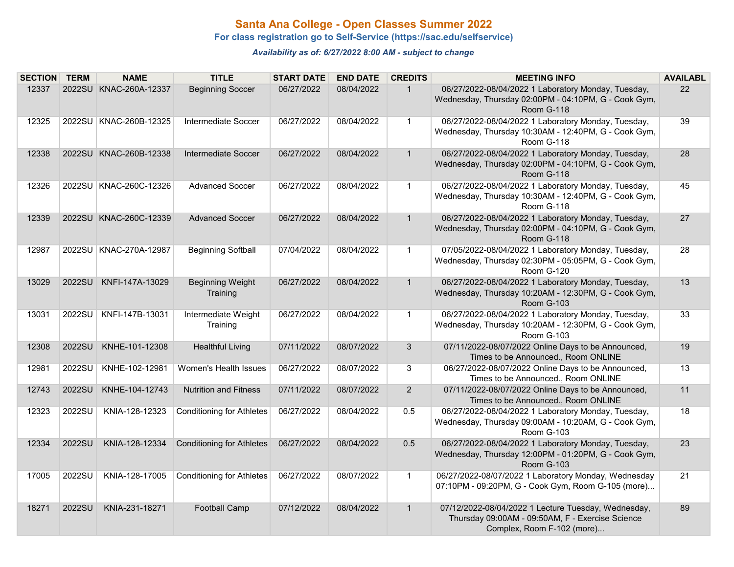# Santa Ana College - Open Classes Summer 2022

**For class registration go to Self-Service (https://sac.edu/selfservice)**

***Availability as of: 6/27/2022 8:00 AM - subject to change***

| SECTION | TERM | NAME | TITLE | START DATE | END DATE | CREDITS | MEETING INFO | AVAILABL |
|---|---|---|---|---|---|---|---|---|
| 12337 | 2022SU | KNAC-260A-12337 | Beginning Soccer | 06/27/2022 | 08/04/2022 | 1 | 06/27/2022-08/04/2022 1 Laboratory Monday, Tuesday, Wednesday, Thursday 02:00PM - 04:10PM, G - Cook Gym, Room G-118 | 22 |
| 12325 | 2022SU | KNAC-260B-12325 | Intermediate Soccer | 06/27/2022 | 08/04/2022 | 1 | 06/27/2022-08/04/2022 1 Laboratory Monday, Tuesday, Wednesday, Thursday 10:30AM - 12:40PM, G - Cook Gym, Room G-118 | 39 |
| 12338 | 2022SU | KNAC-260B-12338 | Intermediate Soccer | 06/27/2022 | 08/04/2022 | 1 | 06/27/2022-08/04/2022 1 Laboratory Monday, Tuesday, Wednesday, Thursday 02:00PM - 04:10PM, G - Cook Gym, Room G-118 | 28 |
| 12326 | 2022SU | KNAC-260C-12326 | Advanced Soccer | 06/27/2022 | 08/04/2022 | 1 | 06/27/2022-08/04/2022 1 Laboratory Monday, Tuesday, Wednesday, Thursday 10:30AM - 12:40PM, G - Cook Gym, Room G-118 | 45 |
| 12339 | 2022SU | KNAC-260C-12339 | Advanced Soccer | 06/27/2022 | 08/04/2022 | 1 | 06/27/2022-08/04/2022 1 Laboratory Monday, Tuesday, Wednesday, Thursday 02:00PM - 04:10PM, G - Cook Gym, Room G-118 | 27 |
| 12987 | 2022SU | KNAC-270A-12987 | Beginning Softball | 07/04/2022 | 08/04/2022 | 1 | 07/05/2022-08/04/2022 1 Laboratory Monday, Tuesday, Wednesday, Thursday 02:30PM - 05:05PM, G - Cook Gym, Room G-120 | 28 |
| 13029 | 2022SU | KNFI-147A-13029 | Beginning Weight Training | 06/27/2022 | 08/04/2022 | 1 | 06/27/2022-08/04/2022 1 Laboratory Monday, Tuesday, Wednesday, Thursday 10:20AM - 12:30PM, G - Cook Gym, Room G-103 | 13 |
| 13031 | 2022SU | KNFI-147B-13031 | Intermediate Weight Training | 06/27/2022 | 08/04/2022 | 1 | 06/27/2022-08/04/2022 1 Laboratory Monday, Tuesday, Wednesday, Thursday 10:20AM - 12:30PM, G - Cook Gym, Room G-103 | 33 |
| 12308 | 2022SU | KNHE-101-12308 | Healthful Living | 07/11/2022 | 08/07/2022 | 3 | 07/11/2022-08/07/2022 Online Days to be Announced, Times to be Announced., Room ONLINE | 19 |
| 12981 | 2022SU | KNHE-102-12981 | Women's Health Issues | 06/27/2022 | 08/07/2022 | 3 | 06/27/2022-08/07/2022 Online Days to be Announced, Times to be Announced., Room ONLINE | 13 |
| 12743 | 2022SU | KNHE-104-12743 | Nutrition and Fitness | 07/11/2022 | 08/07/2022 | 2 | 07/11/2022-08/07/2022 Online Days to be Announced, Times to be Announced., Room ONLINE | 11 |
| 12323 | 2022SU | KNIA-128-12323 | Conditioning for Athletes | 06/27/2022 | 08/04/2022 | 0.5 | 06/27/2022-08/04/2022 1 Laboratory Monday, Tuesday, Wednesday, Thursday 09:00AM - 10:20AM, G - Cook Gym, Room G-103 | 18 |
| 12334 | 2022SU | KNIA-128-12334 | Conditioning for Athletes | 06/27/2022 | 08/04/2022 | 0.5 | 06/27/2022-08/04/2022 1 Laboratory Monday, Tuesday, Wednesday, Thursday 12:00PM - 01:20PM, G - Cook Gym, Room G-103 | 23 |
| 17005 | 2022SU | KNIA-128-17005 | Conditioning for Athletes | 06/27/2022 | 08/07/2022 | 1 | 06/27/2022-08/07/2022 1 Laboratory Monday, Wednesday 07:10PM - 09:20PM, G - Cook Gym, Room G-105 (more)... | 21 |
| 18271 | 2022SU | KNIA-231-18271 | Football Camp | 07/12/2022 | 08/04/2022 | 1 | 07/12/2022-08/04/2022 1 Lecture Tuesday, Wednesday, Thursday 09:00AM - 09:50AM, F - Exercise Science Complex, Room F-102 (more)... | 89 |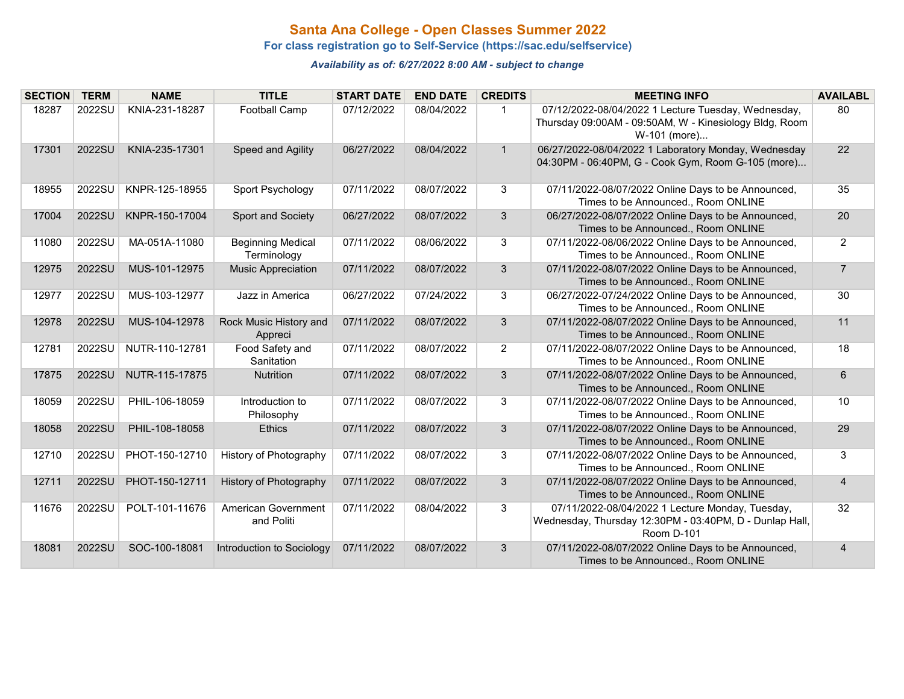# Santa Ana College - Open Classes Summer 2022

### For class registration go to Self-Service (https://sac.edu/selfservice)

***Availability as of: 6/27/2022 8:00 AM - subject to change***

| SECTION | TERM | NAME | TITLE | START DATE | END DATE | CREDITS | MEETING INFO | AVAILABL |
|---|---|---|---|---|---|---|---|---|
| 18287 | 2022SU | KNIA-231-18287 | Football Camp | 07/12/2022 | 08/04/2022 | 1 | 07/12/2022-08/04/2022 1 Lecture Tuesday, Wednesday, Thursday 09:00AM - 09:50AM, W - Kinesiology Bldg, Room W-101 (more)... | 80 |
| 17301 | 2022SU | KNIA-235-17301 | Speed and Agility | 06/27/2022 | 08/04/2022 | 1 | 06/27/2022-08/04/2022 1 Laboratory Monday, Wednesday 04:30PM - 06:40PM, G - Cook Gym, Room G-105 (more)... | 22 |
| 18955 | 2022SU | KNPR-125-18955 | Sport Psychology | 07/11/2022 | 08/07/2022 | 3 | 07/11/2022-08/07/2022 Online Days to be Announced, Times to be Announced., Room ONLINE | 35 |
| 17004 | 2022SU | KNPR-150-17004 | Sport and Society | 06/27/2022 | 08/07/2022 | 3 | 06/27/2022-08/07/2022 Online Days to be Announced, Times to be Announced., Room ONLINE | 20 |
| 11080 | 2022SU | MA-051A-11080 | Beginning Medical Terminology | 07/11/2022 | 08/06/2022 | 3 | 07/11/2022-08/06/2022 Online Days to be Announced, Times to be Announced., Room ONLINE | 2 |
| 12975 | 2022SU | MUS-101-12975 | Music Appreciation | 07/11/2022 | 08/07/2022 | 3 | 07/11/2022-08/07/2022 Online Days to be Announced, Times to be Announced., Room ONLINE | 7 |
| 12977 | 2022SU | MUS-103-12977 | Jazz in America | 06/27/2022 | 07/24/2022 | 3 | 06/27/2022-07/24/2022 Online Days to be Announced, Times to be Announced., Room ONLINE | 30 |
| 12978 | 2022SU | MUS-104-12978 | Rock Music History and Appreci | 07/11/2022 | 08/07/2022 | 3 | 07/11/2022-08/07/2022 Online Days to be Announced, Times to be Announced., Room ONLINE | 11 |
| 12781 | 2022SU | NUTR-110-12781 | Food Safety and Sanitation | 07/11/2022 | 08/07/2022 | 2 | 07/11/2022-08/07/2022 Online Days to be Announced, Times to be Announced., Room ONLINE | 18 |
| 17875 | 2022SU | NUTR-115-17875 | Nutrition | 07/11/2022 | 08/07/2022 | 3 | 07/11/2022-08/07/2022 Online Days to be Announced, Times to be Announced., Room ONLINE | 6 |
| 18059 | 2022SU | PHIL-106-18059 | Introduction to Philosophy | 07/11/2022 | 08/07/2022 | 3 | 07/11/2022-08/07/2022 Online Days to be Announced, Times to be Announced., Room ONLINE | 10 |
| 18058 | 2022SU | PHIL-108-18058 | Ethics | 07/11/2022 | 08/07/2022 | 3 | 07/11/2022-08/07/2022 Online Days to be Announced, Times to be Announced., Room ONLINE | 29 |
| 12710 | 2022SU | PHOT-150-12710 | History of Photography | 07/11/2022 | 08/07/2022 | 3 | 07/11/2022-08/07/2022 Online Days to be Announced, Times to be Announced., Room ONLINE | 3 |
| 12711 | 2022SU | PHOT-150-12711 | History of Photography | 07/11/2022 | 08/07/2022 | 3 | 07/11/2022-08/07/2022 Online Days to be Announced, Times to be Announced., Room ONLINE | 4 |
| 11676 | 2022SU | POLT-101-11676 | American Government and Politi | 07/11/2022 | 08/04/2022 | 3 | 07/11/2022-08/04/2022 1 Lecture Monday, Tuesday, Wednesday, Thursday 12:30PM - 03:40PM, D - Dunlap Hall, Room D-101 | 32 |
| 18081 | 2022SU | SOC-100-18081 | Introduction to Sociology | 07/11/2022 | 08/07/2022 | 3 | 07/11/2022-08/07/2022 Online Days to be Announced, Times to be Announced., Room ONLINE | 4 |